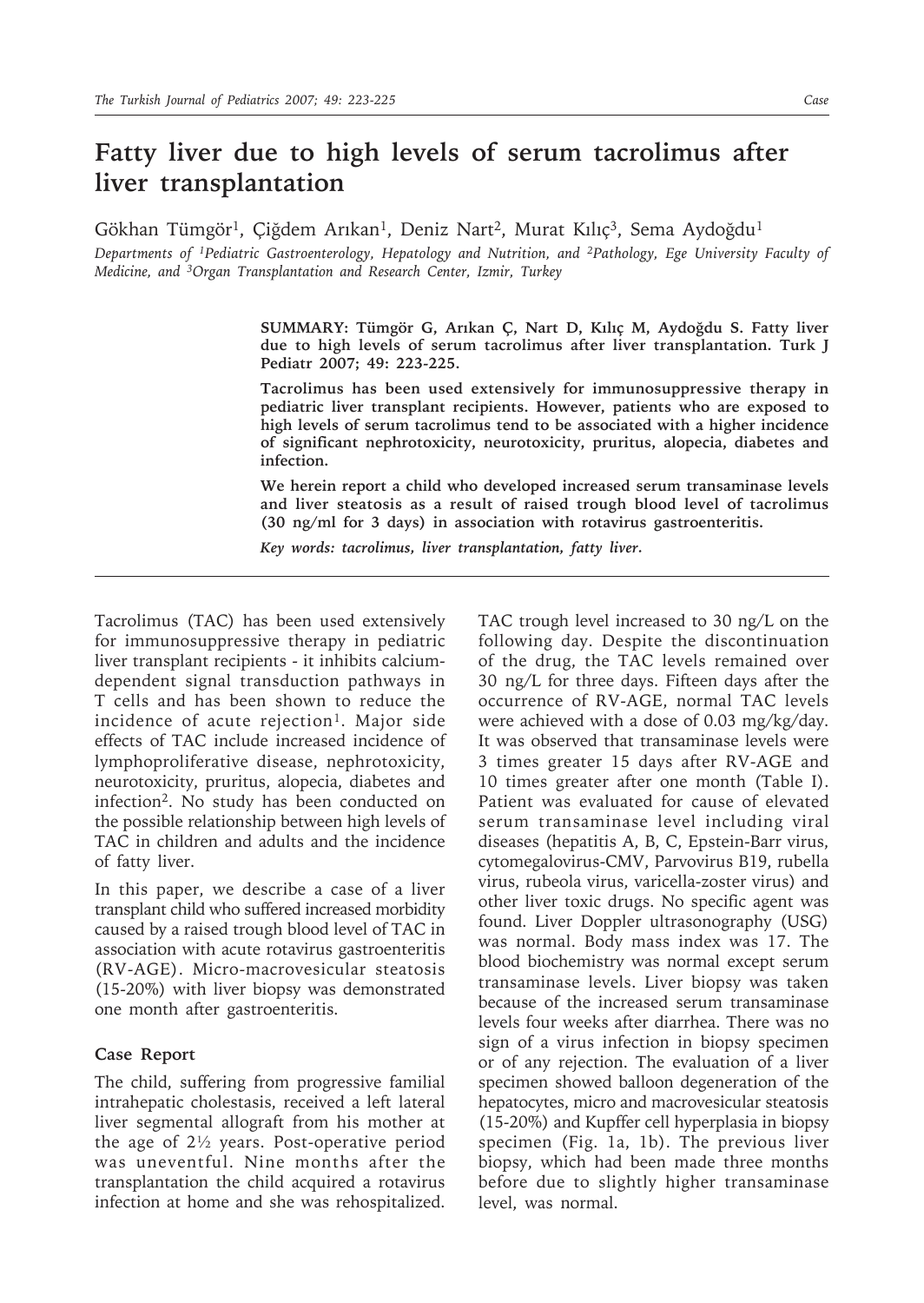# Fatty liver due to high levels of serum tacrolimus after liver transplantation

Gökhan Tümgör[1], Çiğdem Arıkan[1], Deniz Nart[2], Murat Kılıç[3], Sema Aydoğdu[1]

*Departments of [1]Pediatric Gastroenterology, Hepatology and Nutrition, and [2]Pathology, Ege University Faculty of Medicine, and [3]Organ Transplantation and Research Center, Izmir, Turkey*

**SUMMARY: Tümgör G, Arıkan Ç, Nart D, Kılıç M, Aydoğdu S. Fatty liver due to high levels of serum tacrolimus after liver transplantation. Turk J Pediatr 2007; 49: 223-225.**

**Tacrolimus has been used extensively for immunosuppressive therapy in pediatric liver transplant recipients. However, patients who are exposed to high levels of serum tacrolimus tend to be associated with a higher incidence of significant nephrotoxicity, neurotoxicity, pruritus, alopecia, diabetes and infection.**

**We herein report a child who developed increased serum transaminase levels and liver steatosis as a result of raised trough blood level of tacrolimus (30 ng/ml for 3 days) in association with rotavirus gastroenteritis.**

***Key words: tacrolimus, liver transplantation, fatty liver.***

Tacrolimus (TAC) has been used extensively for immunosuppressive therapy in pediatric liver transplant recipients - it inhibits calcium-dependent signal transduction pathways in T cells and has been shown to reduce the incidence of acute rejection[1]. Major side effects of TAC include increased incidence of lymphoproliferative disease, nephrotoxicity, neurotoxicity, pruritus, alopecia, diabetes and infection[2]. No study has been conducted on the possible relationship between high levels of TAC in children and adults and the incidence of fatty liver.

In this paper, we describe a case of a liver transplant child who suffered increased morbidity caused by a raised trough blood level of TAC in association with acute rotavirus gastroenteritis (RV-AGE). Micro-macrovesicular steatosis (15-20%) with liver biopsy was demonstrated one month after gastroenteritis.

## Case Report

The child, suffering from progressive familial intrahepatic cholestasis, received a left lateral liver segmental allograft from his mother at the age of 2½ years. Post-operative period was uneventful. Nine months after the transplantation the child acquired a rotavirus infection at home and she was rehospitalized. TAC trough level increased to 30 ng/L on the following day. Despite the discontinuation of the drug, the TAC levels remained over 30 ng/L for three days. Fifteen days after the occurrence of RV-AGE, normal TAC levels were achieved with a dose of 0.03 mg/kg/day. It was observed that transaminase levels were 3 times greater 15 days after RV-AGE and 10 times greater after one month (Table I). Patient was evaluated for cause of elevated serum transaminase level including viral diseases (hepatitis A, B, C, Epstein-Barr virus, cytomegalovirus-CMV, Parvovirus B19, rubella virus, rubeola virus, varicella-zoster virus) and other liver toxic drugs. No specific agent was found. Liver Doppler ultrasonography (USG) was normal. Body mass index was 17. The blood biochemistry was normal except serum transaminase levels. Liver biopsy was taken because of the increased serum transaminase levels four weeks after diarrhea. There was no sign of a virus infection in biopsy specimen or of any rejection. The evaluation of a liver specimen showed balloon degeneration of the hepatocytes, micro and macrovesicular steatosis (15-20%) and Kupffer cell hyperplasia in biopsy specimen (Fig. 1a, 1b). The previous liver biopsy, which had been made three months before due to slightly higher transaminase level, was normal.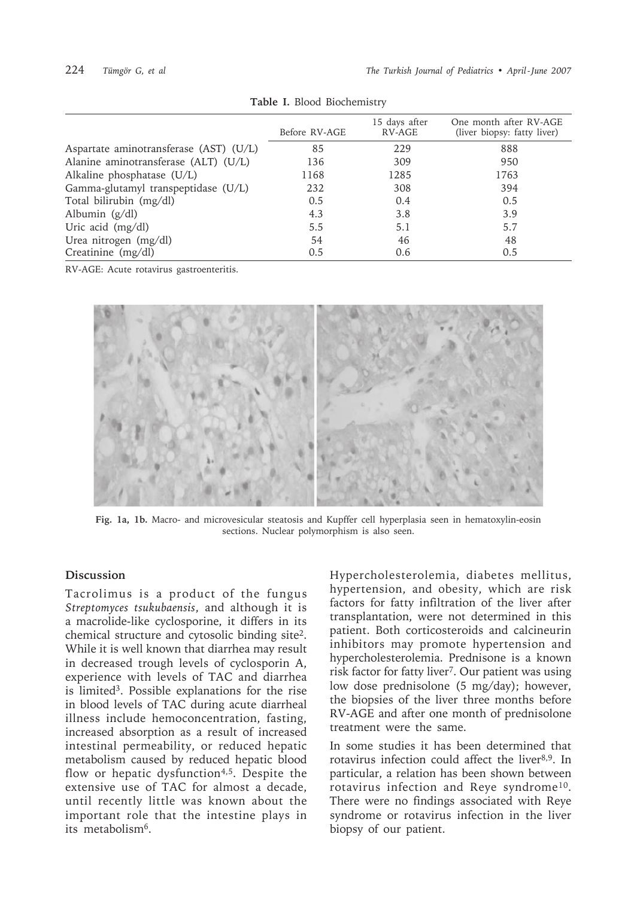**Table I.** Blood Biochemistry

| | Before RV-AGE | 15 days after RV-AGE | One month after RV-AGE (liver biopsy: fatty liver) |
|---|---|---|---|
| Aspartate aminotransferase (AST) (U/L) | 85 | 229 | 888 |
| Alanine aminotransferase (ALT) (U/L) | 136 | 309 | 950 |
| Alkaline phosphatase (U/L) | 1168 | 1285 | 1763 |
| Gamma-glutamyl transpeptidase (U/L) | 232 | 308 | 394 |
| Total bilirubin (mg/dl) | 0.5 | 0.4 | 0.5 |
| Albumin (g/dl) | 4.3 | 3.8 | 3.9 |
| Uric acid (mg/dl) | 5.5 | 5.1 | 5.7 |
| Urea nitrogen (mg/dl) | 54 | 46 | 48 |
| Creatinine (mg/dl) | 0.5 | 0.6 | 0.5 |

RV-AGE: Acute rotavirus gastroenteritis.

**Fig. 1a, 1b.** Macro- and microvesicular steatosis and Kupffer cell hyperplasia seen in hematoxylin-eosin sections. Nuclear polymorphism is also seen.

## Discussion

Tacrolimus is a product of the fungus *Streptomyces tsukubaensis*, and although it is a macrolide-like cyclosporine, it differs in its chemical structure and cytosolic binding site[2]. While it is well known that diarrhea may result in decreased trough levels of cyclosporin A, experience with levels of TAC and diarrhea is limited[3]. Possible explanations for the rise in blood levels of TAC during acute diarrheal illness include hemoconcentration, fasting, increased absorption as a result of increased intestinal permeability, or reduced hepatic metabolism caused by reduced hepatic blood flow or hepatic dysfunction[4,5]. Despite the extensive use of TAC for almost a decade, until recently little was known about the important role that the intestine plays in its metabolism[6].

Hypercholesterolemia, diabetes mellitus, hypertension, and obesity, which are risk factors for fatty infiltration of the liver after transplantation, were not determined in this patient. Both corticosteroids and calcineurin inhibitors may promote hypertension and hypercholesterolemia. Prednisone is a known risk factor for fatty liver[7]. Our patient was using low dose prednisolone (5 mg/day); however, the biopsies of the liver three months before RV-AGE and after one month of prednisolone treatment were the same.

In some studies it has been determined that rotavirus infection could affect the liver[8,9]. In particular, a relation has been shown between rotavirus infection and Reye syndrome[10]. There were no findings associated with Reye syndrome or rotavirus infection in the liver biopsy of our patient.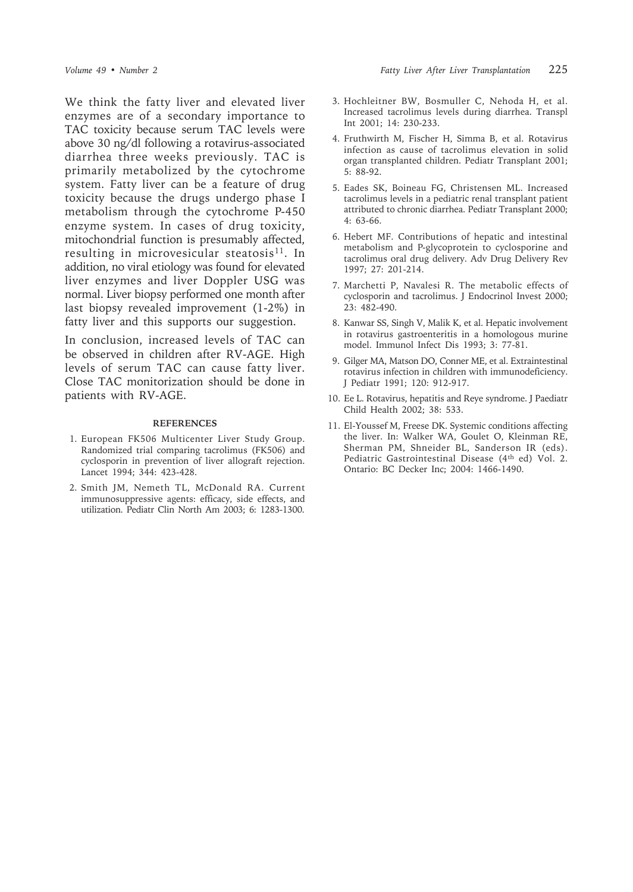We think the fatty liver and elevated liver enzymes are of a secondary importance to TAC toxicity because serum TAC levels were above 30 ng/dl following a rotavirus-associated diarrhea three weeks previously. TAC is primarily metabolized by the cytochrome system. Fatty liver can be a feature of drug toxicity because the drugs undergo phase I metabolism through the cytochrome P-450 enzyme system. In cases of drug toxicity, mitochondrial function is presumably affected, resulting in microvesicular steatosis[11]. In addition, no viral etiology was found for elevated liver enzymes and liver Doppler USG was normal. Liver biopsy performed one month after last biopsy revealed improvement (1-2%) in fatty liver and this supports our suggestion.

In conclusion, increased levels of TAC can be observed in children after RV-AGE. High levels of serum TAC can cause fatty liver. Close TAC monitorization should be done in patients with RV-AGE.

## REFERENCES

1. European FK506 Multicenter Liver Study Group. Randomized trial comparing tacrolimus (FK506) and cyclosporin in prevention of liver allograft rejection. Lancet 1994; 344: 423-428.
2. Smith JM, Nemeth TL, McDonald RA. Current immunosuppressive agents: efficacy, side effects, and utilization. Pediatr Clin North Am 2003; 6: 1283-1300.
3. Hochleitner BW, Bosmuller C, Nehoda H, et al. Increased tacrolimus levels during diarrhea. Transpl Int 2001; 14: 230-233.
4. Fruthwirth M, Fischer H, Simma B, et al. Rotavirus infection as cause of tacrolimus elevation in solid organ transplanted children. Pediatr Transplant 2001; 5: 88-92.
5. Eades SK, Boineau FG, Christensen ML. Increased tacrolimus levels in a pediatric renal transplant patient attributed to chronic diarrhea. Pediatr Transplant 2000; 4: 63-66.
6. Hebert MF. Contributions of hepatic and intestinal metabolism and P-glycoprotein to cyclosporine and tacrolimus oral drug delivery. Adv Drug Delivery Rev 1997; 27: 201-214.
7. Marchetti P, Navalesi R. The metabolic effects of cyclosporin and tacrolimus. J Endocrinol Invest 2000; 23: 482-490.
8. Kanwar SS, Singh V, Malik K, et al. Hepatic involvement in rotavirus gastroenteritis in a homologous murine model. Immunol Infect Dis 1993; 3: 77-81.
9. Gilger MA, Matson DO, Conner ME, et al. Extraintestinal rotavirus infection in children with immunodeficiency. J Pediatr 1991; 120: 912-917.
10. Ee L. Rotavirus, hepatitis and Reye syndrome. J Paediatr Child Health 2002; 38: 533.
11. El-Youssef M, Freese DK. Systemic conditions affecting the liver. In: Walker WA, Goulet O, Kleinman RE, Sherman PM, Shneider BL, Sanderson IR (eds). Pediatric Gastrointestinal Disease (4th ed) Vol. 2. Ontario: BC Decker Inc; 2004: 1466-1490.